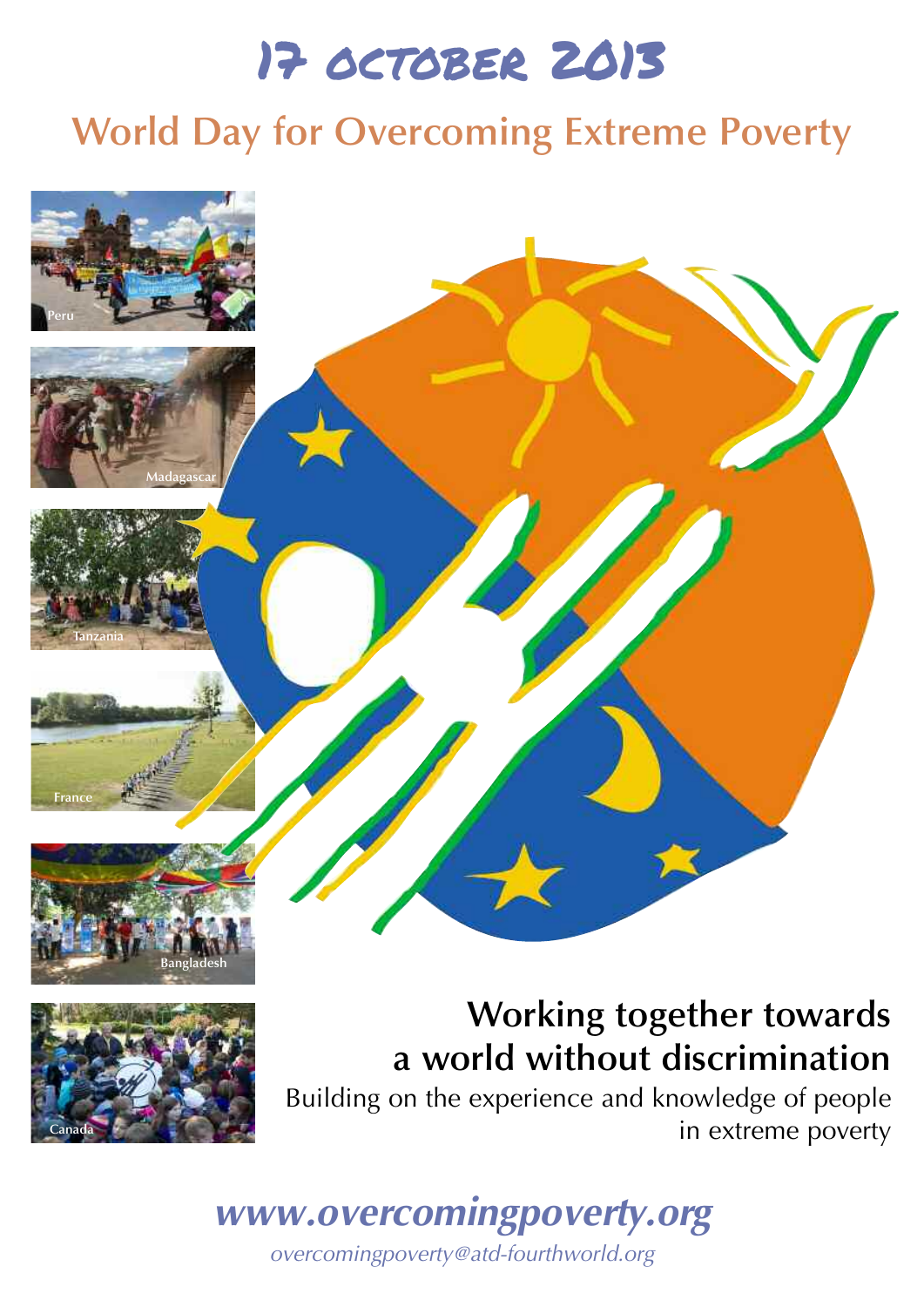# 17 october 2013

## World Day for Overcoming Extreme Poverty

Peru

Madagascar

Tanzania

France

Bangladesh

Canada

**Working together towards a world without discrimination**

Building on the experience and knowledge of people in extreme poverty

***www.overcomingpoverty.org***

*overcomingpoverty@atd-fourthworld.org*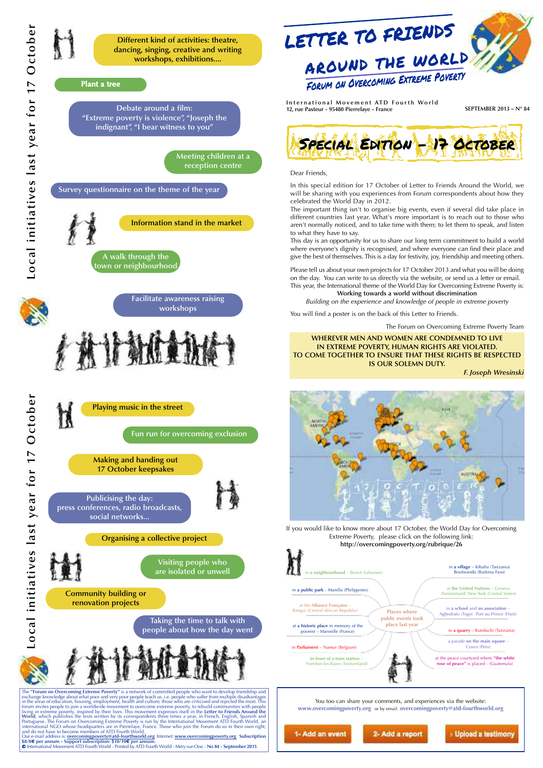# Letter to Friends Around the World

## Forum on Overcoming Extreme Poverty

International Movement ATD Fourth World
12, rue Pasteur - 95480 Pierrelaye - France

SEPTEMBER 2013 – N° 84

## Special Edition – 17 October

Dear Friends,

In this special edition for 17 October of Letter to Friends Around the World, we will be sharing with you experiences from Forum correspondents about how they celebrated the World Day in 2012.

The important thing isn't to organise big events, even if several did take place in different countries last year. What's more important is to reach out to those who aren't normally noticed, and to take time with them; to let them to speak, and listen to what they have to say.

This day is an opportunity for us to share our long term commitment to build a world where everyone's dignity is recognised, and where everyone can find their place and give the best of themselves. This is a day for festivity, joy, friendship and meeting others.

Please tell us about your own projects for 17 October 2013 and what you will be doing on the day. You can write to us directly via the website, or send us a letter or email. This year, the International theme of the World Day for Overcoming Extreme Poverty is:

**Working towards a world without discrimination**

*Building on the experience and knowledge of people in extreme poverty*

You will find a poster is on the back of this Letter to Friends.

The Forum on Overcoming Extreme Poverty Team

**WHEREVER MEN AND WOMEN ARE CONDEMNED TO LIVE IN EXTREME POVERTY, HUMAN RIGHTS ARE VIOLATED. TO COME TOGETHER TO ENSURE THAT THESE RIGHTS BE RESPECTED IS OUR SOLEMN DUTY.**

*F. Joseph Wresinski*

If you would like to know more about 17 October, the World Day for Overcoming Extreme Poverty, please click on the following link: **http://overcomingpoverty.org/rubrique/26**

### Local initiatives last year for 17 October

- Different kind of activities: theatre, dancing, singing, creative and writing workshops, exhibitions....
- Plant a tree
- Debate around a film: "Extreme poverty is violence", "Joseph the indignant", "I bear witness to you"
- Meeting children at a reception centre
- Survey questionnaire on the theme of the year
- Information stand in the market
- A walk through the town or neighbourhood
- Facilitate awareness raising workshops
- Playing music in the street
- Fun run for overcoming exclusion
- Making and handing out 17 October keepsakes
- Publicising the day: press conferences, radio broadcasts, social networks...
- Organising a collective project
- Visiting people who are isolated or unwell
- Community building or renovation projects
- Taking the time to talk with people about how the day went

### Places where public events took place last year

- in a neighbourhood – Beirut (Lebanon)
- in a public park – Manilla (Philippines)
- at the Alliance Française – Bangui (Central African Republic)
- at a historic place in memory of the poorest – Marseille (France)
- in Parliament – Namur (Belgium)
- in front of a train station – Yverdon-les-Bains (Switzerland)
- in a village – Kibaha (Tanzania) Boulwando (Burkina Faso)
- at the United Nations – Geneva (Switzerland) New York (United States)
- in a school and an association – Agbodrafo (Togo) Port-au-Prince (Haiti)
- in a quarry – Kunduchi (Tanzania)
- a parade on the main square – Cusco (Peru)
- at the peace courtyard where "the white rose of peace" is placed – (Guatemala)

You too can share your comments, and experiences via the website: **www.overcomingpoverty.org** or by email: **overcomingpoverty@atd-fourthworld.org**

1- Add an event | 2- Add a report | Upload a testimony

The **"Forum on Overcoming Extreme Poverty"** is a network of committed people who want to develop friendship and exchange knowledge about what poor and very poor people teach us, i.e. people who suffer from multiple disadvantages in the areas of education, housing, employment, health, and culture; those who are criticised and rejected the most. This forum invites people to join a worldwide movement to overcome extreme poverty, to rebuild communities with people living in extreme poverty, inspired by their lives. This movement expresses itself in the **Letter to Friends Around the World**, which publishes the texts written by its correspondents three times a year, in French, English, Spanish and Portuguese. The Forum on Overcoming Extreme Poverty is run by the International Movement ATD Fourth World, an international NGO whose headquarters are in Pierrelaye, France. Those who join the Forum do so in their own right, and do not have to become members of ATD Fourth World.
Our e-mail address is: **overcomingpoverty@atd-fourthworld.org** Internet: **www.overcomingpoverty.org** **Subscription $8/8€ per annum - Support subscription: $10/10€ per annum.**
© International Movement ATD Fourth World - Printed by ATD Fourth World - Méry-sur-Oise - **No 84 - September 2013.**